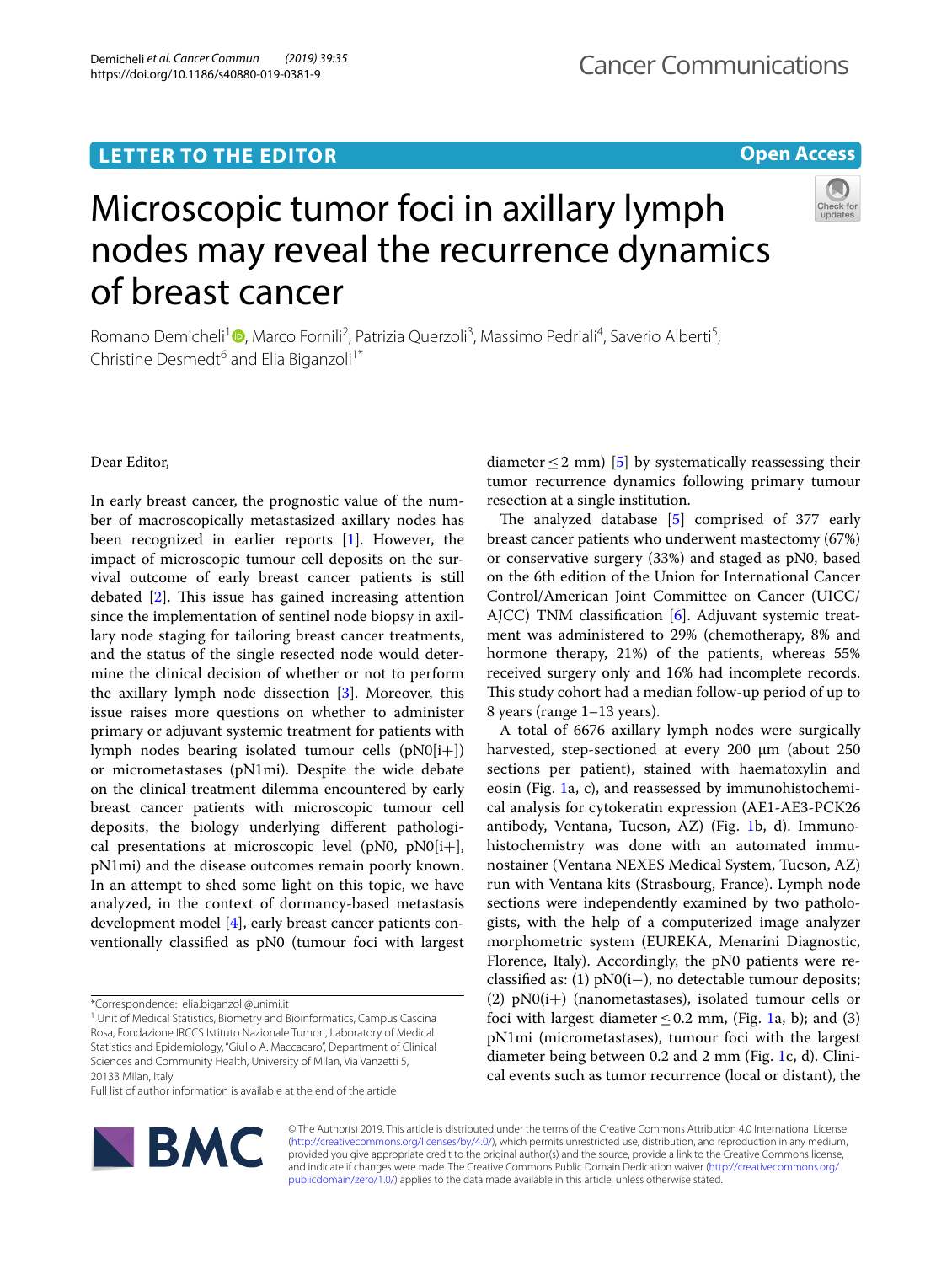LETTER TO THE EDITOR

Open Access

# Microscopic tumor foci in axillary lymph nodes may reveal the recurrence dynamics of breast cancer

Romano Demicheli[1], Marco Fornili[2], Patrizia Querzoli[3], Massimo Pedriali[4], Saverio Alberti[5], Christine Desmedt[6] and Elia Biganzoli[1*]

Dear Editor,

In early breast cancer, the prognostic value of the number of macroscopically metastasized axillary nodes has been recognized in earlier reports [1]. However, the impact of microscopic tumour cell deposits on the survival outcome of early breast cancer patients is still debated [2]. This issue has gained increasing attention since the implementation of sentinel node biopsy in axillary node staging for tailoring breast cancer treatments, and the status of the single resected node would determine the clinical decision of whether or not to perform the axillary lymph node dissection [3]. Moreover, this issue raises more questions on whether to administer primary or adjuvant systemic treatment for patients with lymph nodes bearing isolated tumour cells (pN0[i+]) or micrometastases (pN1mi). Despite the wide debate on the clinical treatment dilemma encountered by early breast cancer patients with microscopic tumour cell deposits, the biology underlying different pathological presentations at microscopic level (pN0, pN0[i+], pN1mi) and the disease outcomes remain poorly known. In an attempt to shed some light on this topic, we have analyzed, in the context of dormancy-based metastasis development model [4], early breast cancer patients conventionally classified as pN0 (tumour foci with largest diameter ≤ 2 mm) [5] by systematically reassessing their tumor recurrence dynamics following primary tumour resection at a single institution.

The analyzed database [5] comprised of 377 early breast cancer patients who underwent mastectomy (67%) or conservative surgery (33%) and staged as pN0, based on the 6th edition of the Union for International Cancer Control/American Joint Committee on Cancer (UICC/AJCC) TNM classification [6]. Adjuvant systemic treatment was administered to 29% (chemotherapy, 8% and hormone therapy, 21%) of the patients, whereas 55% received surgery only and 16% had incomplete records. This study cohort had a median follow-up period of up to 8 years (range 1–13 years).

A total of 6676 axillary lymph nodes were surgically harvested, step-sectioned at every 200 µm (about 250 sections per patient), stained with haematoxylin and eosin (Fig. 1a, c), and reassessed by immunohistochemical analysis for cytokeratin expression (AE1-AE3-PCK26 antibody, Ventana, Tucson, AZ) (Fig. 1b, d). Immunohistochemistry was done with an automated immunostainer (Ventana NEXES Medical System, Tucson, AZ) run with Ventana kits (Strasbourg, France). Lymph node sections were independently examined by two pathologists, with the help of a computerized image analyzer morphometric system (EUREKA, Menarini Diagnostic, Florence, Italy). Accordingly, the pN0 patients were reclassified as: (1) pN0(i−), no detectable tumour deposits; (2) pN0(i+) (nanometastases), isolated tumour cells or foci with largest diameter ≤ 0.2 mm, (Fig. 1a, b); and (3) pN1mi (micrometastases), tumour foci with the largest diameter being between 0.2 and 2 mm (Fig. 1c, d). Clinical events such as tumor recurrence (local or distant), the

*Correspondence: elia.biganzoli@unimi.it
[1] Unit of Medical Statistics, Biometry and Bioinformatics, Campus Cascina Rosa, Fondazione IRCCS Istituto Nazionale Tumori, Laboratory of Medical Statistics and Epidemiology, "Giulio A. Maccacaro", Department of Clinical Sciences and Community Health, University of Milan, Via Vanzetti 5, 20133 Milan, Italy
Full list of author information is available at the end of the article

© The Author(s) 2019. This article is distributed under the terms of the Creative Commons Attribution 4.0 International License (http://creativecommons.org/licenses/by/4.0/), which permits unrestricted use, distribution, and reproduction in any medium, provided you give appropriate credit to the original author(s) and the source, provide a link to the Creative Commons license, and indicate if changes were made. The Creative Commons Public Domain Dedication waiver (http://creativecommons.org/publicdomain/zero/1.0/) applies to the data made available in this article, unless otherwise stated.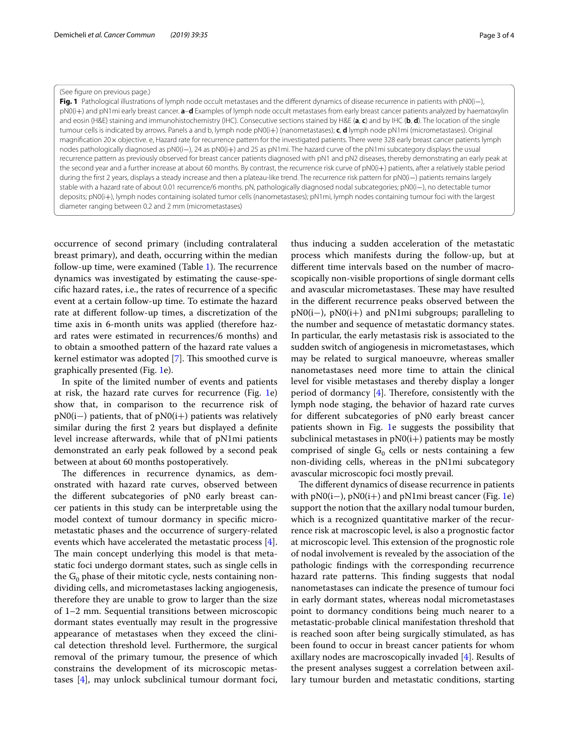(See figure on previous page.)

**Fig. 1** Pathological illustrations of lymph node occult metastases and the different dynamics of disease recurrence in patients with pN0(i−), pN0(i+) and pN1mi early breast cancer. **a**–**d** Examples of lymph node occult metastases from early breast cancer patients analyzed by haematoxylin and eosin (H&E) staining and immunohistochemistry (IHC). Consecutive sections stained by H&E (**a**, **c**) and by IHC (**b**, **d**). The location of the single tumour cells is indicated by arrows. Panels a and b, lymph node pN0(i+) (nanometastases); **c**, **d** lymph node pN1mi (micrometastases). Original magnification 20× objective. e, Hazard rate for recurrence pattern for the investigated patients. There were 328 early breast cancer patients lymph nodes pathologically diagnosed as pN0(i−), 24 as pN0(i+) and 25 as pN1mi. The hazard curve of the pN1mi subcategory displays the usual recurrence pattern as previously observed for breast cancer patients diagnosed with pN1 and pN2 diseases, thereby demonstrating an early peak at the second year and a further increase at about 60 months. By contrast, the recurrence risk curve of pN0(i+) patients, after a relatively stable period during the first 2 years, displays a steady increase and then a plateau-like trend. The recurrence risk pattern for pN0(i−) patients remains largely stable with a hazard rate of about 0.01 recurrence/6 months. pN, pathologically diagnosed nodal subcategories; pN0(i−), no detectable tumor deposits; pN0(i+), lymph nodes containing isolated tumor cells (nanometastases); pN1mi, lymph nodes containing tumour foci with the largest diameter ranging between 0.2 and 2 mm (micrometastases)

occurrence of second primary (including contralateral breast primary), and death, occurring within the median follow-up time, were examined (Table 1). The recurrence dynamics was investigated by estimating the cause-specific hazard rates, i.e., the rates of recurrence of a specific event at a certain follow-up time. To estimate the hazard rate at different follow-up times, a discretization of the time axis in 6-month units was applied (therefore hazard rates were estimated in recurrences/6 months) and to obtain a smoothed pattern of the hazard rate values a kernel estimator was adopted [7]. This smoothed curve is graphically presented (Fig. 1e).

In spite of the limited number of events and patients at risk, the hazard rate curves for recurrence (Fig. 1e) show that, in comparison to the recurrence risk of pN0(i−) patients, that of pN0(i+) patients was relatively similar during the first 2 years but displayed a definite level increase afterwards, while that of pN1mi patients demonstrated an early peak followed by a second peak between at about 60 months postoperatively.

The differences in recurrence dynamics, as demonstrated with hazard rate curves, observed between the different subcategories of pN0 early breast cancer patients in this study can be interpretable using the model context of tumour dormancy in specific micrometastatic phases and the occurrence of surgery-related events which have accelerated the metastatic process [4]. The main concept underlying this model is that metastatic foci undergo dormant states, such as single cells in the $G_0$ phase of their mitotic cycle, nests containing non-dividing cells, and micrometastases lacking angiogenesis, therefore they are unable to grow to larger than the size of 1–2 mm. Sequential transitions between microscopic dormant states eventually may result in the progressive appearance of metastases when they exceed the clinical detection threshold level. Furthermore, the surgical removal of the primary tumour, the presence of which constrains the development of its microscopic metastases [4], may unlock subclinical tumour dormant foci, thus inducing a sudden acceleration of the metastatic process which manifests during the follow-up, but at different time intervals based on the number of macroscopically non-visible proportions of single dormant cells and avascular micrometastases. These may have resulted in the different recurrence peaks observed between the pN0(i−), pN0(i+) and pN1mi subgroups; paralleling to the number and sequence of metastatic dormancy states. In particular, the early metastasis risk is associated to the sudden switch of angiogenesis in micrometastases, which may be related to surgical manoeuvre, whereas smaller nanometastases need more time to attain the clinical level for visible metastases and thereby display a longer period of dormancy [4]. Therefore, consistently with the lymph node staging, the behavior of hazard rate curves for different subcategories of pN0 early breast cancer patients shown in Fig. 1e suggests the possibility that subclinical metastases in pN0(i+) patients may be mostly comprised of single $G_0$ cells or nests containing a few non-dividing cells, whereas in the pN1mi subcategory avascular microscopic foci mostly prevail.

The different dynamics of disease recurrence in patients with pN0(i−), pN0(i+) and pN1mi breast cancer (Fig. 1e) support the notion that the axillary nodal tumour burden, which is a recognized quantitative marker of the recurrence risk at macroscopic level, is also a prognostic factor at microscopic level. This extension of the prognostic role of nodal involvement is revealed by the association of the pathologic findings with the corresponding recurrence hazard rate patterns. This finding suggests that nodal nanometastases can indicate the presence of tumour foci in early dormant states, whereas nodal micrometastases point to dormancy conditions being much nearer to a metastatic-probable clinical manifestation threshold that is reached soon after being surgically stimulated, as has been found to occur in breast cancer patients for whom axillary nodes are macroscopically invaded [4]. Results of the present analyses suggest a correlation between axillary tumour burden and metastatic conditions, starting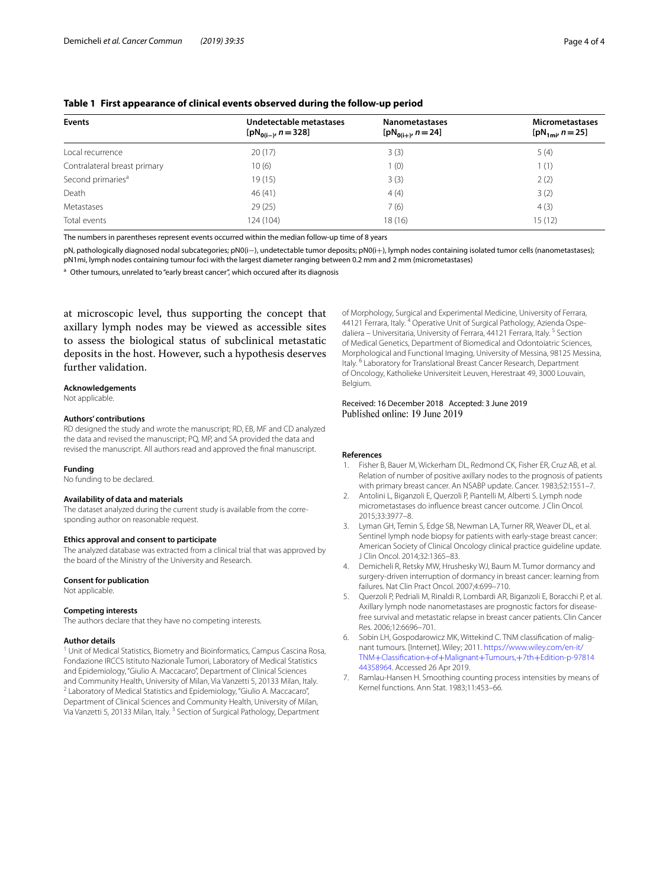**Table 1 First appearance of clinical events observed during the follow-up period**

| Events | Undetectable metastases [$pN_{0(i-)}$, $n=328$] | Nanometastases [$pN_{0(i+)}$, $n=24$] | Micrometastases [$pN_{1mi}$, $n=25$] |
|---|---|---|---|
| Local recurrence | 20 (17) | 3 (3) | 5 (4) |
| Contralateral breast primary | 10 (6) | 1 (0) | 1 (1) |
| Second primaries[a] | 19 (15) | 3 (3) | 2 (2) |
| Death | 46 (41) | 4 (4) | 3 (2) |
| Metastases | 29 (25) | 7 (6) | 4 (3) |
| Total events | 124 (104) | 18 (16) | 15 (12) |

The numbers in parentheses represent events occurred within the median follow-up time of 8 years

pN, pathologically diagnosed nodal subcategories; pN0(i−), undetectable tumor deposits; pN0(i+), lymph nodes containing isolated tumor cells (nanometastases); pN1mi, lymph nodes containing tumour foci with the largest diameter ranging between 0.2 mm and 2 mm (micrometastases)

[a] Other tumours, unrelated to "early breast cancer", which occured after its diagnosis

at microscopic level, thus supporting the concept that axillary lymph nodes may be viewed as accessible sites to assess the biological status of subclinical metastatic deposits in the host. However, such a hypothesis deserves further validation.

#### Acknowledgements
Not applicable.

#### Authors' contributions
RD designed the study and wrote the manuscript; RD, EB, MF and CD analyzed the data and revised the manuscript; PQ, MP, and SA provided the data and revised the manuscript. All authors read and approved the final manuscript.

#### Funding
No funding to be declared.

#### Availability of data and materials
The dataset analyzed during the current study is available from the corresponding author on reasonable request.

#### Ethics approval and consent to participate
The analyzed database was extracted from a clinical trial that was approved by the board of the Ministry of the University and Research.

#### Consent for publication
Not applicable.

#### Competing interests
The authors declare that they have no competing interests.

#### Author details
[1] Unit of Medical Statistics, Biometry and Bioinformatics, Campus Cascina Rosa, Fondazione IRCCS Istituto Nazionale Tumori, Laboratory of Medical Statistics and Epidemiology, "Giulio A. Maccacaro", Department of Clinical Sciences and Community Health, University of Milan, Via Vanzetti 5, 20133 Milan, Italy. [2] Laboratory of Medical Statistics and Epidemiology, "Giulio A. Maccacaro", Department of Clinical Sciences and Community Health, University of Milan, Via Vanzetti 5, 20133 Milan, Italy. [3] Section of Surgical Pathology, Department of Morphology, Surgical and Experimental Medicine, University of Ferrara, 44121 Ferrara, Italy. [4] Operative Unit of Surgical Pathology, Azienda Ospedaliera – Universitaria, University of Ferrara, 44121 Ferrara, Italy. [5] Section of Medical Genetics, Department of Biomedical and Odontoiatric Sciences, Morphological and Functional Imaging, University of Messina, 98125 Messina, Italy. [6] Laboratory for Translational Breast Cancer Research, Department of Oncology, Katholieke Universiteit Leuven, Herestraat 49, 3000 Louvain, Belgium.

Received: 16 December 2018 Accepted: 3 June 2019
Published online: 19 June 2019

#### References
1. Fisher B, Bauer M, Wickerham DL, Redmond CK, Fisher ER, Cruz AB, et al. Relation of number of positive axillary nodes to the prognosis of patients with primary breast cancer. An NSABP update. Cancer. 1983;52:1551–7.
2. Antolini L, Biganzoli E, Querzoli P, Piantelli M, Alberti S. Lymph node micrometastases do influence breast cancer outcome. J Clin Oncol. 2015;33:3977–8.
3. Lyman GH, Temin S, Edge SB, Newman LA, Turner RR, Weaver DL, et al. Sentinel lymph node biopsy for patients with early-stage breast cancer: American Society of Clinical Oncology clinical practice guideline update. J Clin Oncol. 2014;32:1365–83.
4. Demicheli R, Retsky MW, Hrushesky WJ, Baum M. Tumor dormancy and surgery-driven interruption of dormancy in breast cancer: learning from failures. Nat Clin Pract Oncol. 2007;4:699–710.
5. Querzoli P, Pedriali M, Rinaldi R, Lombardi AR, Biganzoli E, Boracchi P, et al. Axillary lymph node nanometastases are prognostic factors for disease-free survival and metastatic relapse in breast cancer patients. Clin Cancer Res. 2006;12:6696–701.
6. Sobin LH, Gospodarowicz MK, Wittekind C. TNM classification of malignant tumours. [Internet]. Wiley; 2011. https://www.wiley.com/en-it/TNM+Classification+of+Malignant+Tumours,+7th+Edition-p-9781444358964. Accessed 26 Apr 2019.
7. Ramlau-Hansen H. Smoothing counting process intensities by means of Kernel functions. Ann Stat. 1983;11:453–66.